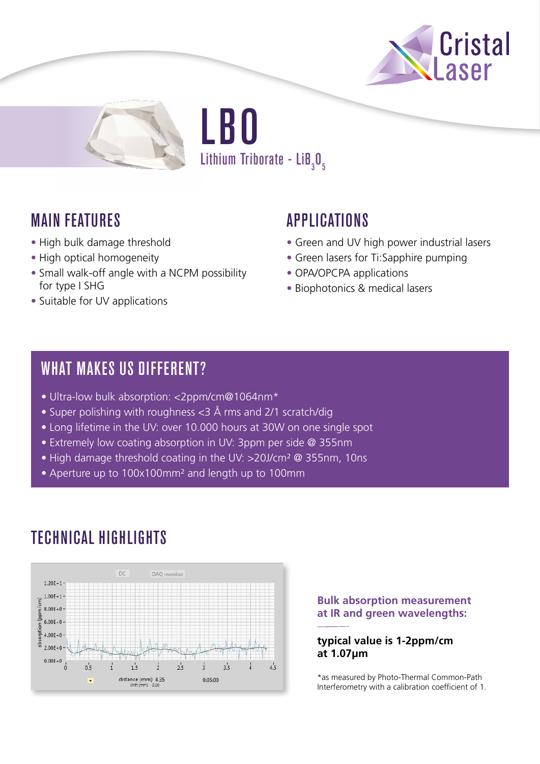# LBO

Lithium Triborate - $LiB_3O_5$

## MAIN FEATURES

- High bulk damage threshold
- High optical homogeneity
- Small walk-off angle with a NCPM possibility for type I SHG
- Suitable for UV applications

## APPLICATIONS

- Green and UV high power industrial lasers
- Green lasers for Ti:Sapphire pumping
- OPA/OPCPA applications
- Biophotonics & medical lasers

## WHAT MAKES US DIFFERENT?

- Ultra-low bulk absorption: <2ppm/cm@1064nm*
- Super polishing with roughness <3 Å rms and 2/1 scratch/dig
- Long lifetime in the UV: over 10.000 hours at 30W on one single spot
- Extremely low coating absorption in UV: 3ppm per side @ 355nm
- High damage threshold coating in the UV: >20J/cm² @ 355nm, 10ns
- Aperture up to 100x100mm² and length up to 100mm

## TECHNICAL HIGHLIGHTS

**Bulk absorption measurement at IR and green wavelengths:**

**typical value is 1-2ppm/cm at 1.07µm**

*as measured by Photo-Thermal Common-Path Interferometry with a calibration coefficient of 1.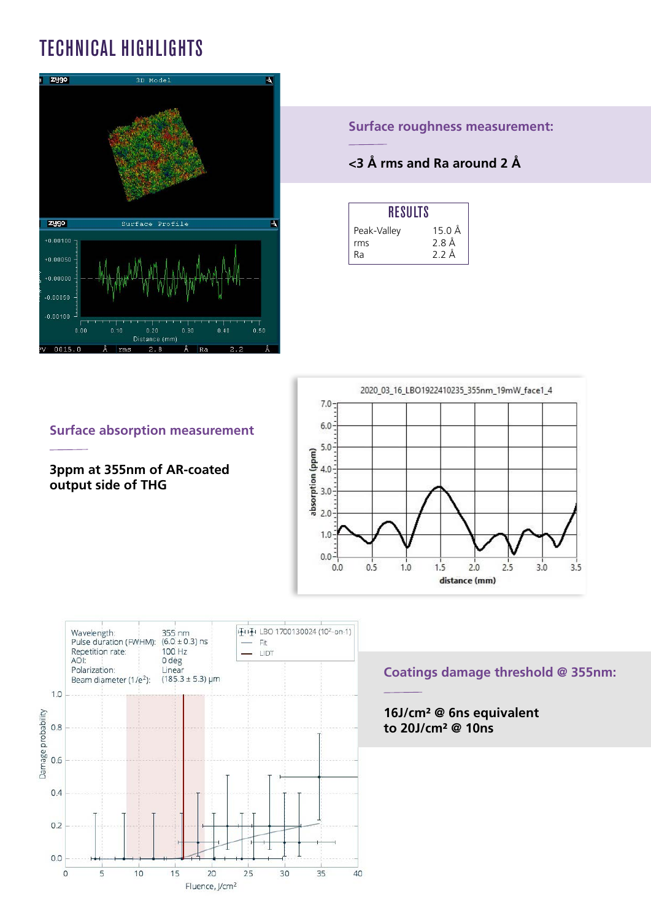# TECHNICAL HIGHLIGHTS

### Surface roughness measurement:

**<3 Å rms and Ra around 2 Å**

| RESULTS | |
|---|---|
| Peak-Valley | 15.0 Å |
| rms | 2.8 Å |
| Ra | 2.2 Å |

### Surface absorption measurement

**3ppm at 355nm of AR-coated output side of THG**

### Coatings damage threshold @ 355nm:

**16J/cm² @ 6ns equivalent to 20J/cm² @ 10ns**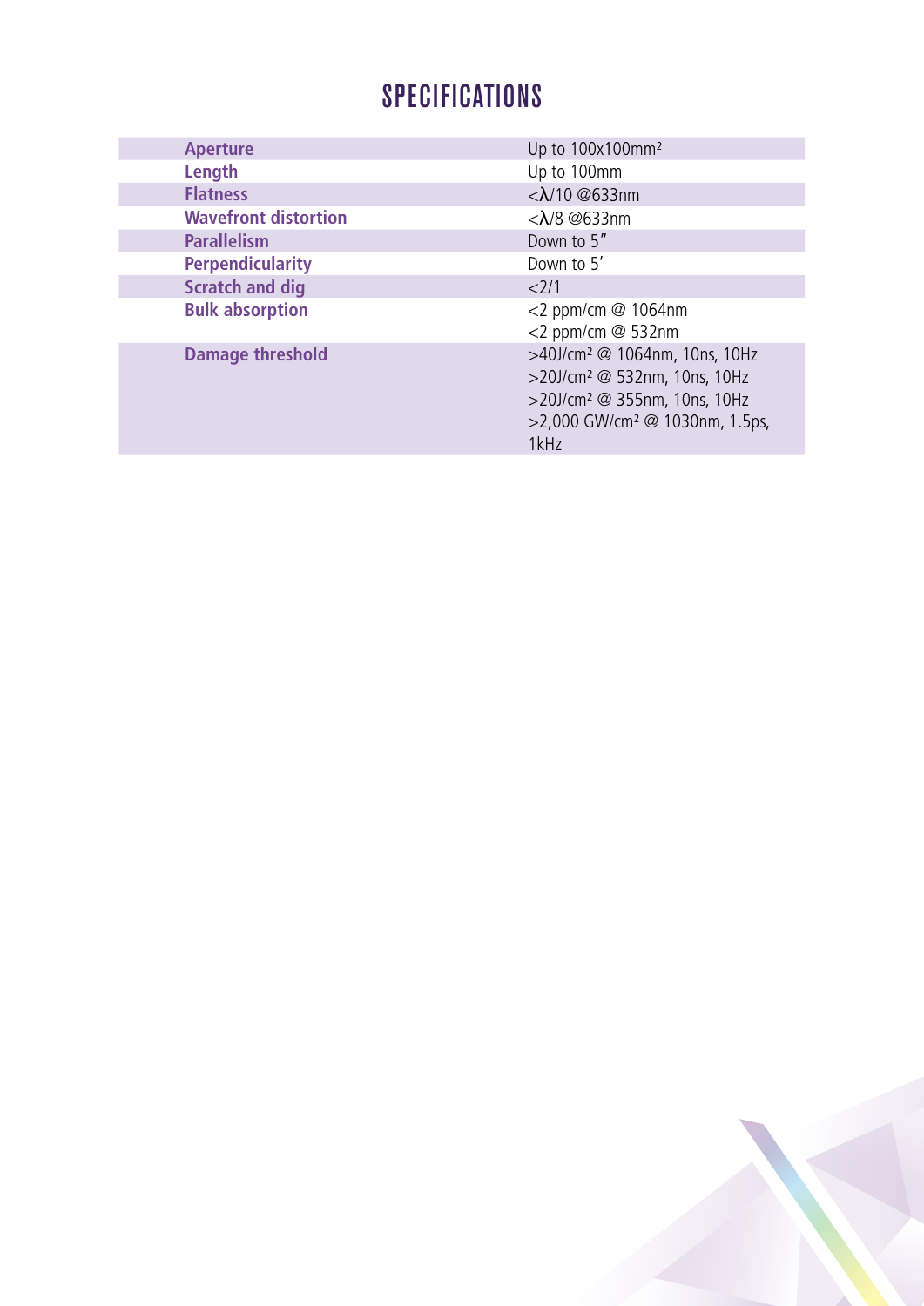# SPECIFICATIONS

| | |
|---|---|
| **Aperture** | Up to 100x100mm$^2$ |
| **Length** | Up to 100mm |
| **Flatness** | <$\lambda$/10 @633nm |
| **Wavefront distortion** | <$\lambda$/8 @633nm |
| **Parallelism** | Down to 5″ |
| **Perpendicularity** | Down to 5′ |
| **Scratch and dig** | <2/1 |
| **Bulk absorption** | <2 ppm/cm @ 1064nm<br><2 ppm/cm @ 532nm |
| **Damage threshold** | >40J/cm$^2$ @ 1064nm, 10ns, 10Hz<br>>20J/cm$^2$ @ 532nm, 10ns, 10Hz<br>>20J/cm$^2$ @ 355nm, 10ns, 10Hz<br>>2,000 GW/cm$^2$ @ 1030nm, 1.5ps, 1kHz |